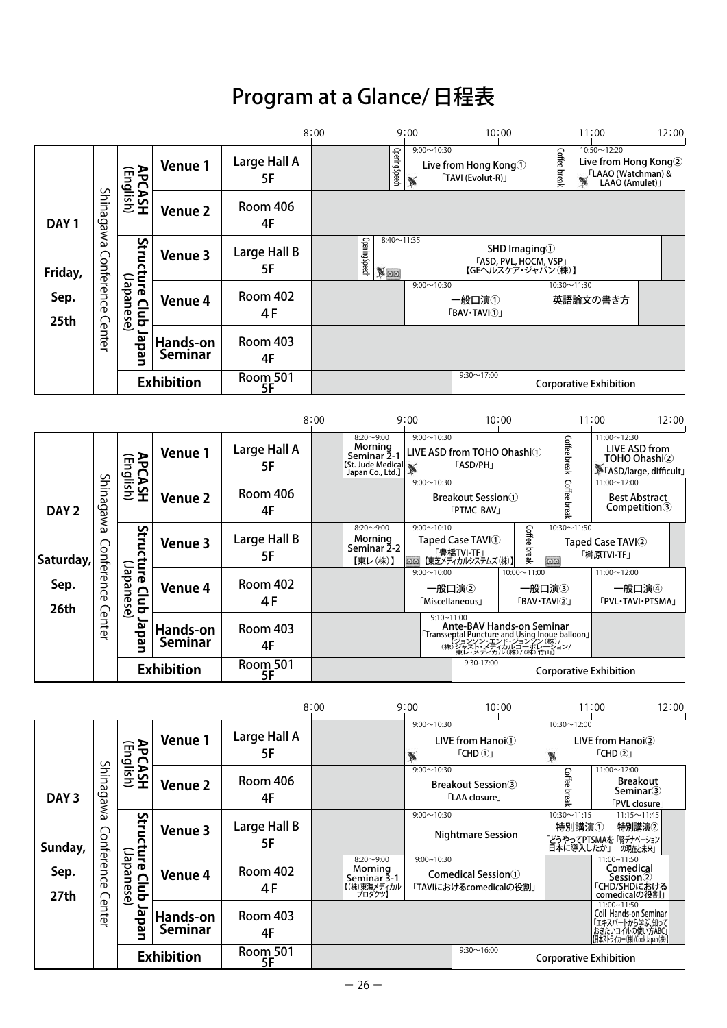# Program at a Glance/ 日程表

## DAY 1 Friday, Sep. 25th

Shinagawa Conference Center

| Session | Venue | Room | 8:00–9:00 | 9:00–10:30 | 10:30–11:00 | 11:00–12:00 |
|---|---|---|---|---|---|---|
| APCASH (English) | Venue 1 | Large Hall A 5F | Opening Speech | 9:00〜10:30 Live from Hong Kong① 「TAVI (Evolut-R)」 | Coffee break | 10:50〜12:20 Live from Hong Kong② 「LAAO (Watchman) & LAAO (Amulet)」 |
| APCASH (English) | Venue 2 | Room 406 4F | | | | |
| Structure Club Japan (Japanese) | Venue 3 | Large Hall B 5F | Opening Speech | 8:40〜11:35 SHD Imaging① 「ASD, PVL, HOCM, VSP」【GEヘルスケア・ジャパン(株)】 | | |
| Structure Club Japan (Japanese) | Venue 4 | Room 402 4F | | 9:00〜10:30 一般口演① 「BAV・TAVI①」 | 10:30〜11:30 英語論文の書き方 | |
| Structure Club Japan (Japanese) | Hands-on Seminar | Room 403 4F | | | | |
| Exhibition | | Room 501 5F | | 9:30〜17:00 Corporative Exhibition | | |

## DAY 2 Saturday, Sep. 26th

Shinagawa Conference Center

| Session | Venue | Room | 8:00–9:00 | 9:00–10:30 | 10:30–11:00 | 11:00–12:00 |
|---|---|---|---|---|---|---|
| APCASH (English) | Venue 1 | Large Hall A 5F | 8:20〜9:00 Morning Seminar 2-1【St. Jude Medical Japan Co., Ltd.】 | 9:00〜10:30 LIVE ASD from TOHO Ohashi① 「ASD/PH」 | Coffee break | 11:00〜12:30 LIVE ASD from TOHO Ohashi② 「ASD/large, difficult」 |
| APCASH (English) | Venue 2 | Room 406 4F | | 9:00〜10:30 Breakout Session① 「PTMC BAV」 | Coffee break | 11:00〜12:00 Best Abstract Competition③ |
| Structure Club Japan (Japanese) | Venue 3 | Large Hall B 5F | 8:20〜9:00 Morning Seminar 2-2【東レ(株)】 | 9:00〜10:10 Taped Case TAVI① 「豊橋TVI-TF」【東芝メディカルシステムズ(株)】 / Coffee break | 10:30〜11:50 Taped Case TAVI② 「榊原TVI-TF」 | |
| Structure Club Japan (Japanese) | Venue 4 | Room 402 4F | | 9:00〜10:00 一般口演② 「Miscellaneous」 / 10:00〜11:00 一般口演③ 「BAV・TAVI②」 | | 11:00〜12:00 一般口演④ 「PVL・TAVI・PTSMA」 |
| Structure Club Japan (Japanese) | Hands-on Seminar | Room 403 4F | | 9:10〜11:00 Ante-BAV Hands-on Seminar 「Transseptal Puncture and Using Inoue balloon」【ジョンソン・エンド・ジョンソン(株)/(株)ジャスト・メディカルコーポレーション/東レ・メディカル(株)/(株)竹山】 | | |
| Exhibition | | Room 501 5F | | 9:30-17:00 Corporative Exhibition | | |

## DAY 3 Sunday, Sep. 27th

Shinagawa Conference Center

| Session | Venue | Room | 8:00–9:00 | 9:00–10:30 | 10:30–11:00 | 11:00–12:00 |
|---|---|---|---|---|---|---|
| APCASH (English) | Venue 1 | Large Hall A 5F | | 9:00〜10:30 LIVE from Hanoi① 「CHD ①」 | 10:30〜12:00 LIVE from Hanoi② 「CHD ②」 | |
| APCASH (English) | Venue 2 | Room 406 4F | | 9:00〜10:30 Breakout Session③ 「LAA closure」 | Coffee break | 11:00〜12:00 Breakout Seminar③ 「PVL closure」 |
| Structure Club Japan (Japanese) | Venue 3 | Large Hall B 5F | | 9:00〜10:30 Nightmare Session | 10:30〜11:15 特別講演① 「どうやってPTSMAを日本に導入したか」 | 11:15〜11:45 特別講演② 「腎デナベーションの現在と未来」 |
| Structure Club Japan (Japanese) | Venue 4 | Room 402 4F | 8:20〜9:00 Morning Seminar 3-1【(株)東海メディカルプロダクツ】 | 9:00〜10:30 Comedical Session① 「TAVIにおけるcomedicalの役割」 | | 11:00〜11:50 Comedical Session② 「CHD/SHDにおけるcomedicalの役割」 |
| Structure Club Japan (Japanese) | Hands-on Seminar | Room 403 4F | | | | 11:00〜11:50 Coil Hands-on Seminar 「エキスパートから学ぶ、知っておきたいコイルの使い方ABC」【日本ストライカー(株)/Cook Japan(株)】 |
| Exhibition | | Room 501 5F | | 9:30〜16:00 Corporative Exhibition | | |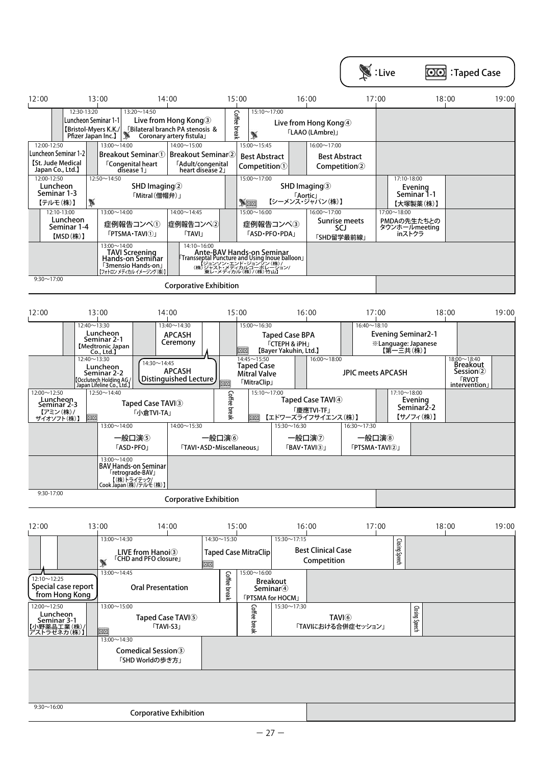🛰 :Live　　📼 :Taped Case

## Schedule 1

| Time | Session |
|---|---|
| 12:30-13:20 | Luncheon Seminar 1-1 【Bristol-Myers K.K./Pfizer Japan Inc.】 |
| 13:20～14:50 | 🛰 Live from Hong Kong③ 「Bilateral branch PA stenosis & Coronary artery fistula」 |
| | Coffee break |
| 15:10～17:00 | 🛰 Live from Hong Kong④ 「LAAO (LAmbre)」 |

| Time | Session |
|---|---|
| 12:00-12:50 | Luncheon Seminar 1-2 【St. Jude Medical Japan Co., Ltd.】 |
| 13:00～14:00 | Breakout Seminar① 「Congenital heart disease 1」 |
| 14:00～15:00 | Breakout Seminar② 「Adult/congenital heart disease 2」 |
| 15:00～15:45 | Best Abstract Competition① |
| 16:00～17:00 | Best Abstract Competition② |

| Time | Session |
|---|---|
| 12:00-12:50 | Luncheon Seminar 1-3 【テルモ(株)】 |
| 12:50～14:50 | 🛰 SHD Imaging② 「Mitral(僧帽弁)」 |
| 15:00～17:00 | 🛰📼 SHD Imaging③ 「Aortic」 【シーメンス・ジャパン(株)】 |
| 17:10-18:00 | Evening Seminar 1-1 【大塚製薬(株)】 |

| Time | Session |
|---|---|
| 12:10-13:00 | Luncheon Seminar 1-4 【MSD(株)】 |
| 13:00～14:00 | 症例報告コンペ① 「PTSMA・TAVI①」 |
| 14:00～14:45 | 症例報告コンペ② 「TAVI」 |
| 15:00～16:00 | 症例報告コンペ③ 「ASD・PFO・PDA」 |
| 16:00～17:00 | Sunrise meets SCJ 「SHD留学最前線」 |
| 17:00～18:00 | PMDAの先生たちとのタウンホールmeeting inストクラ |

| Time | Session |
|---|---|
| 13:00～14:00 | TAVI Screening Hands-on Seminar 「3mensio Hands-on」 【フォトロン メディカル イメージング(株)】 |
| 14:10～16:00 | Ante-BAV Hands-on Seminar 「Transseptal Puncture and Using Inoue balloon」 【ジョンソン・エンド・ジョンソン(株)/(株)ジャスト・メディカル コーポレーション/東レ・メディカル(株)/(株)竹山】 |

| Time | Session |
|---|---|
| 9:30～17:00 | Corporative Exhibition |

## Schedule 2

| Time | Session |
|---|---|
| 12:40～13:30 | Luncheon Seminar 2-1 【Medtronic Japan Co., Ltd.】 |
| 13:40～14:30 | APCASH Ceremony |
| 15:00～16:30 | 📼 Taped Case BPA 「CTEPH & iPH」 【Bayer Yakuhin, Ltd.】 |
| 16:40～18:10 | Evening Seminar2-1 ※Language: Japanese 【第一三共(株)】 |

| Time | Session |
|---|---|
| 12:40～13:30 | Luncheon Seminar 2-2 【Occlutech Holding AG/Japan Lifeline Co., Ltd.】 |
| 14:30～14:45 | APCASH Distinguished Lecture |
| 14:45～15:50 | 📼 Taped Case Mitral Valve 「MitraClip」 |
| 16:00～18:00 | JPIC meets APCASH |
| 18:00～18:40 | Breakout Session② 「RVOT intervention」 |

| Time | Session |
|---|---|
| 12:00～12:50 | Luncheon Seminar 2-3 【アミン(株)/ザイオソフト(株)】 |
| 12:50～14:40 | 📼 Taped Case TAVI③ 「小倉TVI-TA」 |
| | Coffee break |
| 15:10～17:00 | 📼 Taped Case TAVI④ 「慶應TVI-TF」 【エドワーズライフサイエンス(株)】 |
| 17:10～18:00 | Evening Seminar2-2 【サノフィ(株)】 |

| Time | Session |
|---|---|
| 13:00～14:00 | 一般口演⑤ 「ASD・PFO」 |
| 14:00～15:30 | 一般口演⑥ 「TAVI・ASD・Miscellaneous」 |
| 15:30～16:30 | 一般口演⑦ 「BAV・TAVI③」 |
| 16:30～17:30 | 一般口演⑧ 「PTSMA・TAVI②」 |

| Time | Session |
|---|---|
| 13:00～14:00 | BAV Hands-on Seminar 「retrograde-BAV」 【(株)トライテック/Cook Japan(株)/テルモ(株)】 |

| Time | Session |
|---|---|
| 9:30-17:00 | Corporative Exhibition |

## Schedule 3

| Time | Session |
|---|---|
| 13:00～14:30 | 🛰 LIVE from Hanoi③ 「CHD and PFO closure」 |
| 14:30～15:30 | 📼 Taped Case MitraClip |
| 15:30～17:15 | Best Clinical Case Competition |
| | Closing Speech |

| Time | Session |
|---|---|
| 12:10～12:25 | Special case report from Hong Kong |
| 13:00～14:45 | Oral Presentation |
| | Coffee break |
| 15:00～16:00 | Breakout Seminar④ 「PTSMA for HOCM」 |

| Time | Session |
|---|---|
| 12:00～12:50 | Luncheon Seminar 3-1 【小野薬品工業(株)/アストラゼネカ(株)】 |
| 13:00～15:00 | 📼 Taped Case TAVI⑤ 「TAVI-S3」 |
| | Coffee break |
| 15:30～17:30 | TAVI⑥ 「TAVIにおける合併症セッション」 |
| | Closing Speech |

| Time | Session |
|---|---|
| 13:00～14:30 | Comedical Session③ 「SHD Worldの歩き方」 |

| Time | Session |
|---|---|
| 9:30～16:00 | Corporative Exhibition |